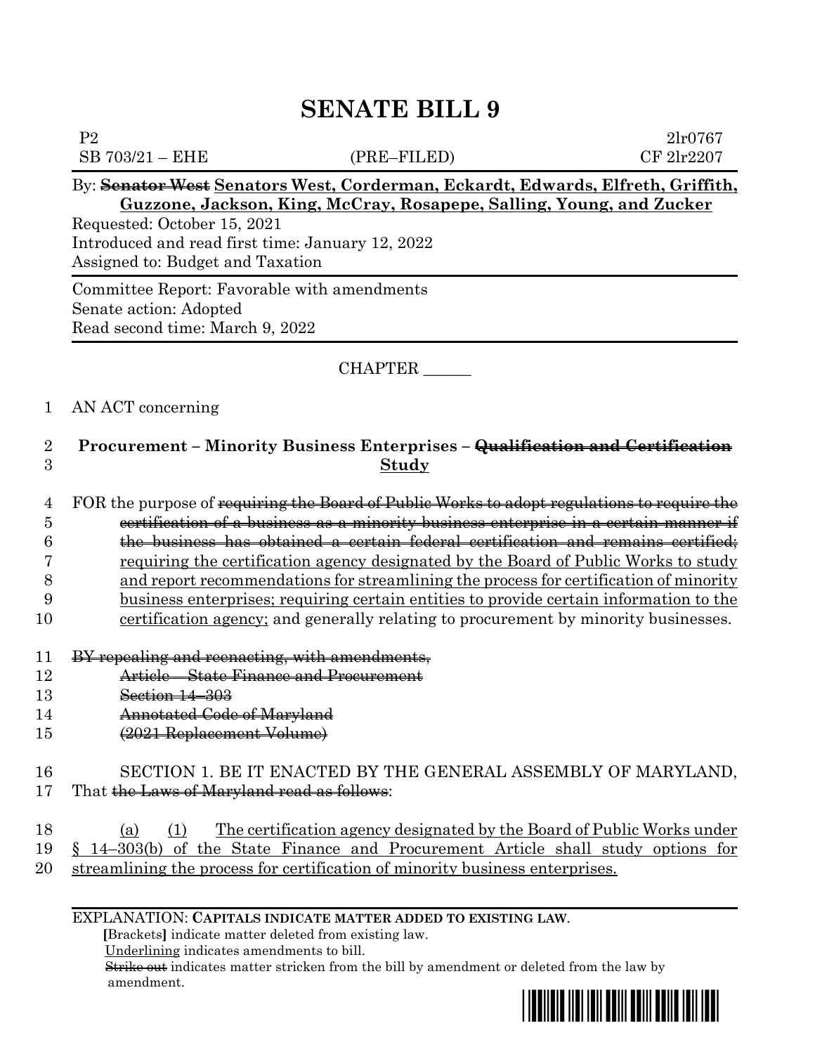# SENATE BILL 9

P2 2lr0767
SB 703/21 – EHE (PRE–FILED) CF 2lr2207

By: ~~Senator West~~ Senators West, Corderman, Eckardt, Edwards, Elfreth, Griffith, Guzzone, Jackson, King, McCray, Rosapepe, Salling, Young, and Zucker

Requested: October 15, 2021
Introduced and read first time: January 12, 2022
Assigned to: Budget and Taxation

Committee Report: Favorable with amendments
Senate action: Adopted
Read second time: March 9, 2022

CHAPTER ______

1 AN ACT concerning

2 **Procurement – Minority Business Enterprises – ~~Qualification and Certification~~**
3 **Study**

4 FOR the purpose of ~~requiring the Board of Public Works to adopt regulations to require the~~
5 ~~certification of a business as a minority business enterprise in a certain manner if~~
6 ~~the business has obtained a certain federal certification and remains certified;~~
7 requiring the certification agency designated by the Board of Public Works to study
8 and report recommendations for streamlining the process for certification of minority
9 business enterprises; requiring certain entities to provide certain information to the
10 certification agency; and generally relating to procurement by minority businesses.

11 ~~BY repealing and reenacting, with amendments,~~
12 ~~Article – State Finance and Procurement~~
13 ~~Section 14–303~~
14 ~~Annotated Code of Maryland~~
15 ~~(2021 Replacement Volume)~~

16 SECTION 1. BE IT ENACTED BY THE GENERAL ASSEMBLY OF MARYLAND,
17 That ~~the Laws of Maryland read as follows~~:

18 (a) (1) The certification agency designated by the Board of Public Works under
19 § 14–303(b) of the State Finance and Procurement Article shall study options for
20 streamlining the process for certification of minority business enterprises.

EXPLANATION: **CAPITALS INDICATE MATTER ADDED TO EXISTING LAW**.
**[**Brackets**]** indicate matter deleted from existing law.
Underlining indicates amendments to bill.
~~Strike out~~ indicates matter stricken from the bill by amendment or deleted from the law by amendment.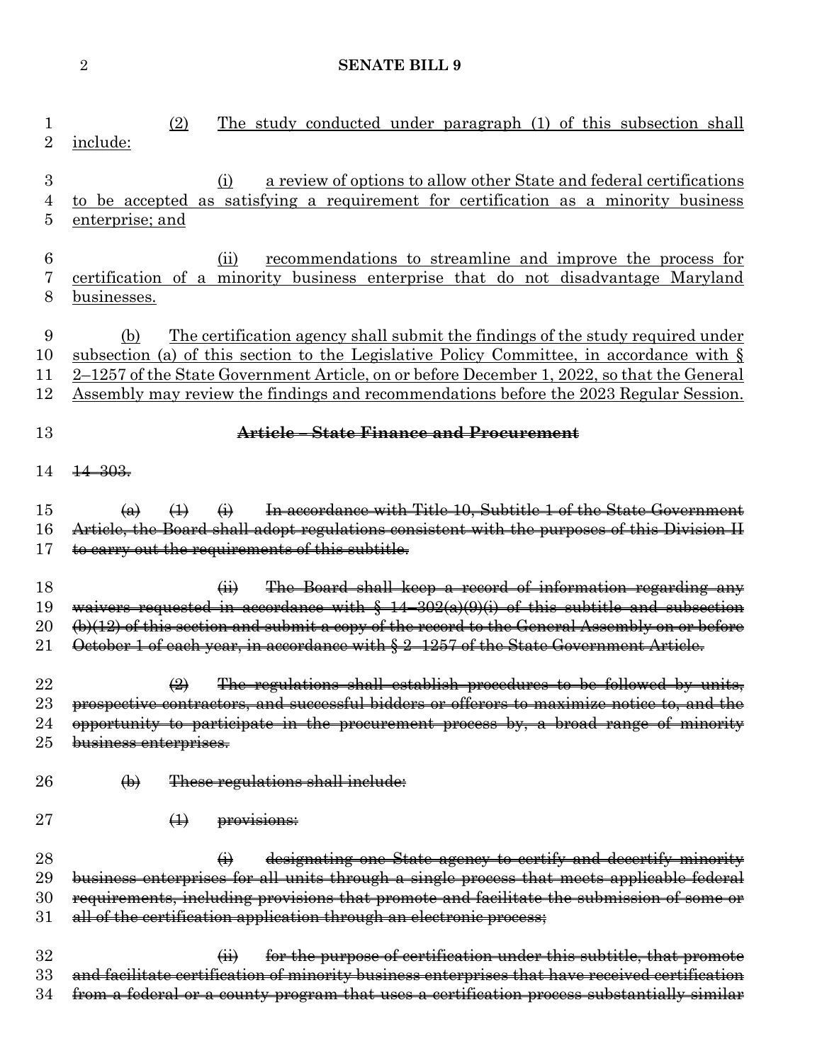(2) The study conducted under paragraph (1) of this subsection shall include:

(i) a review of options to allow other State and federal certifications to be accepted as satisfying a requirement for certification as a minority business enterprise; and

(ii) recommendations to streamline and improve the process for certification of a minority business enterprise that do not disadvantage Maryland businesses.

(b) The certification agency shall submit the findings of the study required under subsection (a) of this section to the Legislative Policy Committee, in accordance with § 2–1257 of the State Government Article, on or before December 1, 2022, so that the General Assembly may review the findings and recommendations before the 2023 Regular Session.

~~**Article – State Finance and Procurement**~~

~~14–303.~~

~~(a) (1) (i) In accordance with Title 10, Subtitle 1 of the State Government Article, the Board shall adopt regulations consistent with the purposes of this Division II to carry out the requirements of this subtitle.~~

~~(ii) The Board shall keep a record of information regarding any waivers requested in accordance with § 14–302(a)(9)(i) of this subtitle and subsection (b)(12) of this section and submit a copy of the record to the General Assembly on or before October 1 of each year, in accordance with § 2–1257 of the State Government Article.~~

~~(2) The regulations shall establish procedures to be followed by units, prospective contractors, and successful bidders or offerors to maximize notice to, and the opportunity to participate in the procurement process by, a broad range of minority business enterprises.~~

~~(b) These regulations shall include:~~

~~(1) provisions:~~

~~(i) designating one State agency to certify and decertify minority business enterprises for all units through a single process that meets applicable federal requirements, including provisions that promote and facilitate the submission of some or all of the certification application through an electronic process;~~

~~(ii) for the purpose of certification under this subtitle, that promote and facilitate certification of minority business enterprises that have received certification from a federal or a county program that uses a certification process substantially similar~~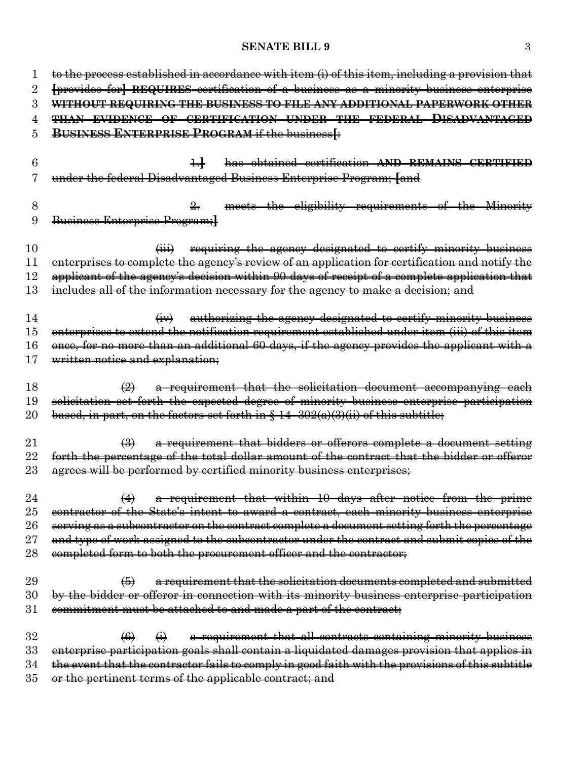to the process established in accordance with item (i) of this item, including a provision that [provides for] REQUIRES certification of a business as a minority business enterprise WITHOUT REQUIRING THE BUSINESS TO FILE ANY ADDITIONAL PAPERWORK OTHER THAN EVIDENCE OF CERTIFICATION UNDER THE FEDERAL DISADVANTAGED BUSINESS ENTERPRISE PROGRAM if the business[:

1.] has obtained certification AND REMAINS CERTIFIED under the federal Disadvantaged Business Enterprise Program; [and

2. meets the eligibility requirements of the Minority Business Enterprise Program;]

(iii) requiring the agency designated to certify minority business enterprises to complete the agency's review of an application for certification and notify the applicant of the agency's decision within 90 days of receipt of a complete application that includes all of the information necessary for the agency to make a decision; and

(iv) authorizing the agency designated to certify minority business enterprises to extend the notification requirement established under item (iii) of this item once, for no more than an additional 60 days, if the agency provides the applicant with a written notice and explanation;

(2) a requirement that the solicitation document accompanying each solicitation set forth the expected degree of minority business enterprise participation based, in part, on the factors set forth in § 14–302(a)(3)(ii) of this subtitle;

(3) a requirement that bidders or offerors complete a document setting forth the percentage of the total dollar amount of the contract that the bidder or offeror agrees will be performed by certified minority business enterprises;

(4) a requirement that within 10 days after notice from the prime contractor of the State's intent to award a contract, each minority business enterprise serving as a subcontractor on the contract complete a document setting forth the percentage and type of work assigned to the subcontractor under the contract and submit copies of the completed form to both the procurement officer and the contractor;

(5) a requirement that the solicitation documents completed and submitted by the bidder or offeror in connection with its minority business enterprise participation commitment must be attached to and made a part of the contract;

(6) (i) a requirement that all contracts containing minority business enterprise participation goals shall contain a liquidated damages provision that applies in the event that the contractor fails to comply in good faith with the provisions of this subtitle or the pertinent terms of the applicable contract; and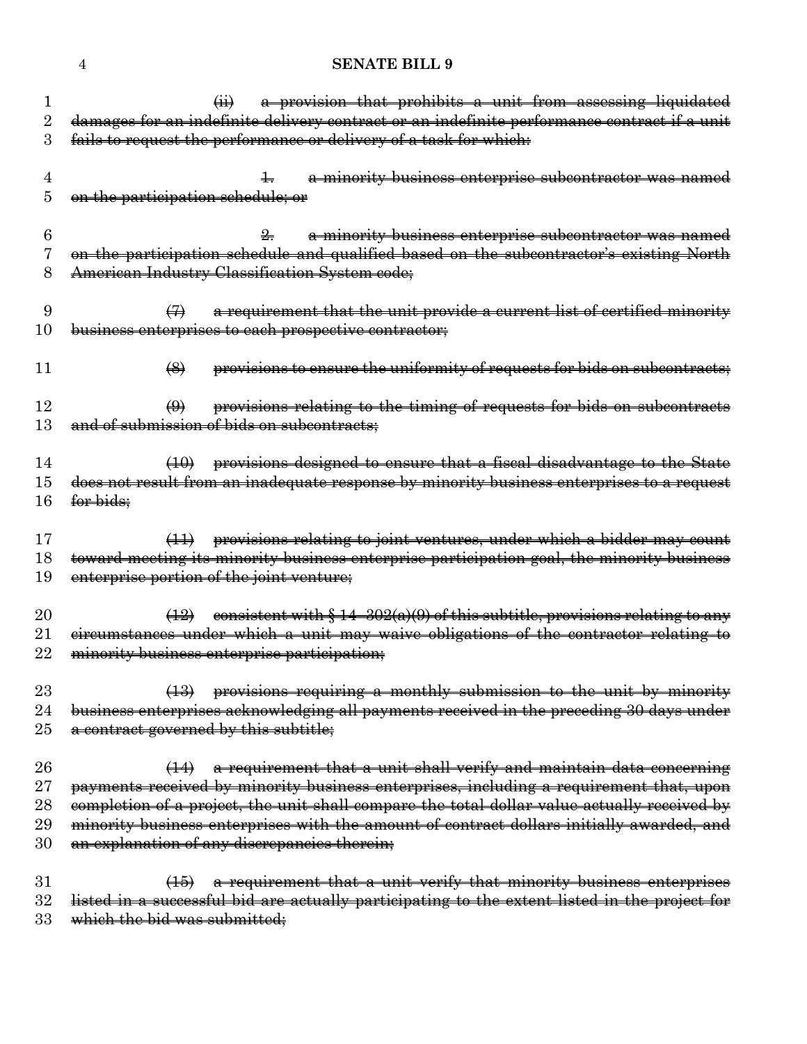~~(ii) a provision that prohibits a unit from assessing liquidated damages for an indefinite delivery contract or an indefinite performance contract if a unit fails to request the performance or delivery of a task for which:~~

~~1. a minority business enterprise subcontractor was named on the participation schedule; or~~

~~2. a minority business enterprise subcontractor was named on the participation schedule and qualified based on the subcontractor's existing North American Industry Classification System code;~~

~~(7) a requirement that the unit provide a current list of certified minority business enterprises to each prospective contractor;~~

~~(8) provisions to ensure the uniformity of requests for bids on subcontracts;~~

~~(9) provisions relating to the timing of requests for bids on subcontracts and of submission of bids on subcontracts;~~

~~(10) provisions designed to ensure that a fiscal disadvantage to the State does not result from an inadequate response by minority business enterprises to a request for bids;~~

~~(11) provisions relating to joint ventures, under which a bidder may count toward meeting its minority business enterprise participation goal, the minority business enterprise portion of the joint venture;~~

~~(12) consistent with § 14–302(a)(9) of this subtitle, provisions relating to any circumstances under which a unit may waive obligations of the contractor relating to minority business enterprise participation;~~

~~(13) provisions requiring a monthly submission to the unit by minority business enterprises acknowledging all payments received in the preceding 30 days under a contract governed by this subtitle;~~

~~(14) a requirement that a unit shall verify and maintain data concerning payments received by minority business enterprises, including a requirement that, upon completion of a project, the unit shall compare the total dollar value actually received by minority business enterprises with the amount of contract dollars initially awarded, and an explanation of any discrepancies therein;~~

~~(15) a requirement that a unit verify that minority business enterprises listed in a successful bid are actually participating to the extent listed in the project for which the bid was submitted;~~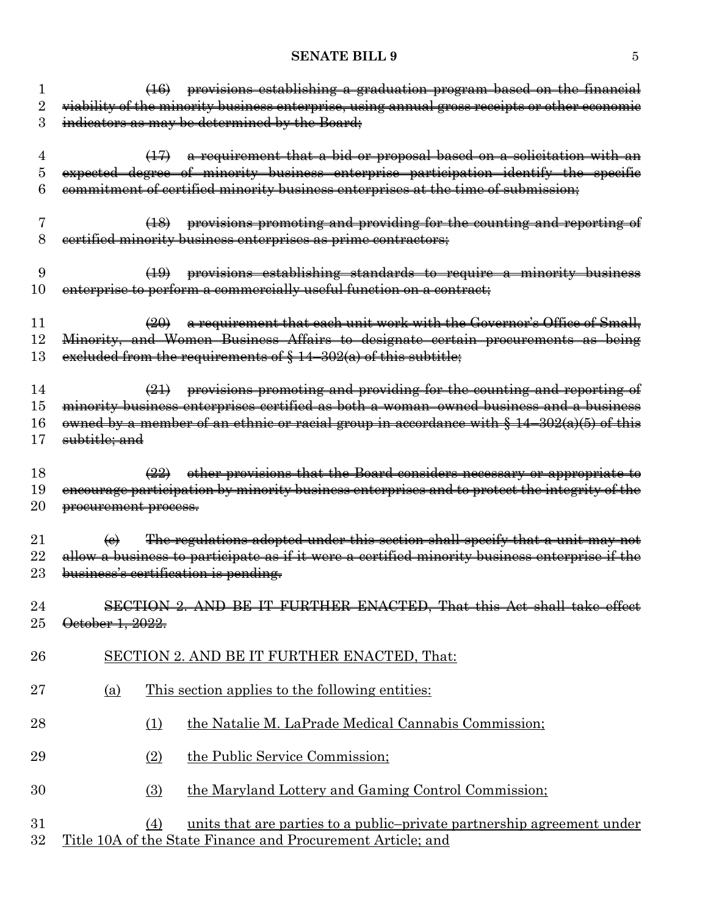~~(16) provisions establishing a graduation program based on the financial viability of the minority business enterprise, using annual gross receipts or other economic indicators as may be determined by the Board;~~

~~(17) a requirement that a bid or proposal based on a solicitation with an expected degree of minority business enterprise participation identify the specific commitment of certified minority business enterprises at the time of submission;~~

~~(18) provisions promoting and providing for the counting and reporting of certified minority business enterprises as prime contractors;~~

~~(19) provisions establishing standards to require a minority business enterprise to perform a commercially useful function on a contract;~~

~~(20) a requirement that each unit work with the Governor's Office of Small, Minority, and Women Business Affairs to designate certain procurements as being excluded from the requirements of § 14–302(a) of this subtitle;~~

~~(21) provisions promoting and providing for the counting and reporting of minority business enterprises certified as both a woman–owned business and a business owned by a member of an ethnic or racial group in accordance with § 14–302(a)(5) of this subtitle; and~~

~~(22) other provisions that the Board considers necessary or appropriate to encourage participation by minority business enterprises and to protect the integrity of the procurement process.~~

~~(e) The regulations adopted under this section shall specify that a unit may not allow a business to participate as if it were a certified minority business enterprise if the business's certification is pending.~~

~~SECTION 2. AND BE IT FURTHER ENACTED, That this Act shall take effect October 1, 2022.~~

<u>SECTION 2. AND BE IT FURTHER ENACTED, That:</u>

<u>(a) This section applies to the following entities:</u>

<u>(1) the Natalie M. LaPrade Medical Cannabis Commission;</u>

<u>(2) the Public Service Commission;</u>

<u>(3) the Maryland Lottery and Gaming Control Commission;</u>

<u>(4) units that are parties to a public–private partnership agreement under Title 10A of the State Finance and Procurement Article; and</u>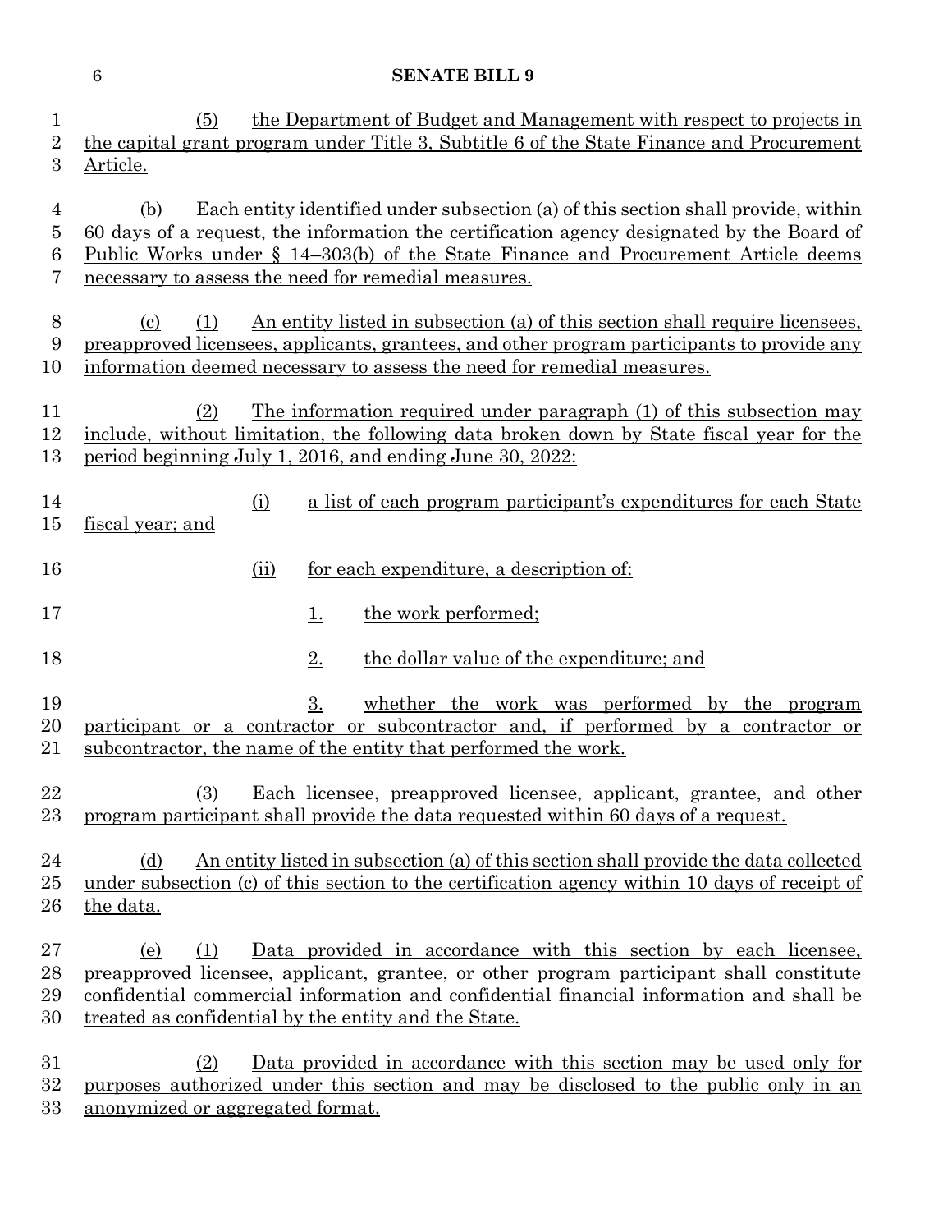(5) the Department of Budget and Management with respect to projects in the capital grant program under Title 3, Subtitle 6 of the State Finance and Procurement Article.

(b) Each entity identified under subsection (a) of this section shall provide, within 60 days of a request, the information the certification agency designated by the Board of Public Works under § 14–303(b) of the State Finance and Procurement Article deems necessary to assess the need for remedial measures.

(c) (1) An entity listed in subsection (a) of this section shall require licensees, preapproved licensees, applicants, grantees, and other program participants to provide any information deemed necessary to assess the need for remedial measures.

(2) The information required under paragraph (1) of this subsection may include, without limitation, the following data broken down by State fiscal year for the period beginning July 1, 2016, and ending June 30, 2022:

(i) a list of each program participant's expenditures for each State fiscal year; and

(ii) for each expenditure, a description of:

1. the work performed;

2. the dollar value of the expenditure; and

3. whether the work was performed by the program participant or a contractor or subcontractor and, if performed by a contractor or subcontractor, the name of the entity that performed the work.

(3) Each licensee, preapproved licensee, applicant, grantee, and other program participant shall provide the data requested within 60 days of a request.

(d) An entity listed in subsection (a) of this section shall provide the data collected under subsection (c) of this section to the certification agency within 10 days of receipt of the data.

(e) (1) Data provided in accordance with this section by each licensee, preapproved licensee, applicant, grantee, or other program participant shall constitute confidential commercial information and confidential financial information and shall be treated as confidential by the entity and the State.

(2) Data provided in accordance with this section may be used only for purposes authorized under this section and may be disclosed to the public only in an anonymized or aggregated format.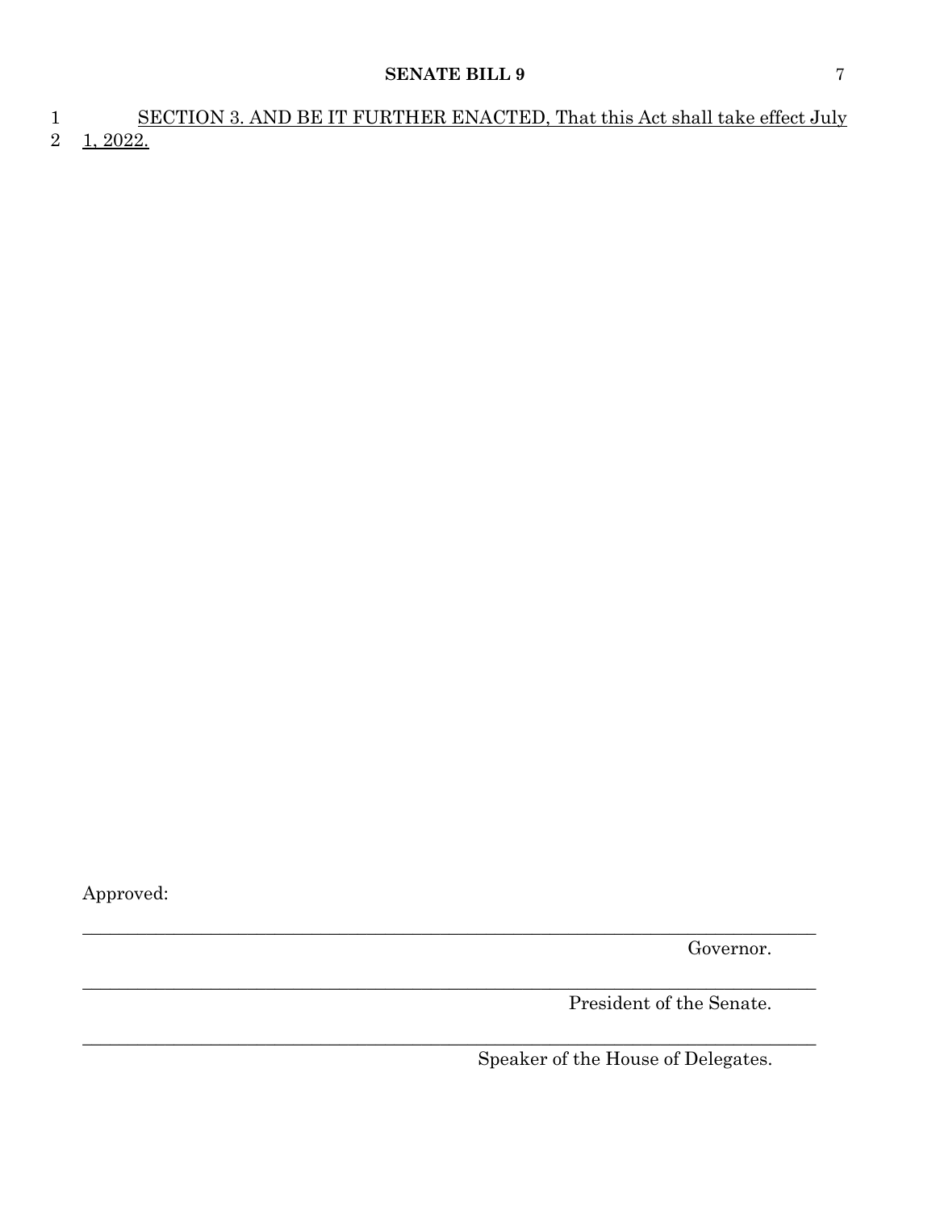<u>SECTION 3. AND BE IT FURTHER ENACTED, That this Act shall take effect July 1, 2022.</u>

Approved:

\_\_\_\_\_\_\_\_\_\_\_\_\_\_\_\_\_\_\_\_\_\_\_\_\_\_\_\_\_\_\_\_\_\_\_\_\_\_\_\_\_\_\_\_\_\_\_\_\_\_\_\_\_\_\_\_\_\_\_\_\_\_\_\_\_\_\_\_\_\_\_\_\_\_\_\_\_\_\_\_\_\_\_\_\_\_\_\_\_

Governor.

\_\_\_\_\_\_\_\_\_\_\_\_\_\_\_\_\_\_\_\_\_\_\_\_\_\_\_\_\_\_\_\_\_\_\_\_\_\_\_\_\_\_\_\_\_\_\_\_\_\_\_\_\_\_\_\_\_\_\_\_\_\_\_\_\_\_\_\_\_\_\_\_\_\_\_\_\_\_\_\_\_\_\_\_\_\_\_\_\_

President of the Senate.

\_\_\_\_\_\_\_\_\_\_\_\_\_\_\_\_\_\_\_\_\_\_\_\_\_\_\_\_\_\_\_\_\_\_\_\_\_\_\_\_\_\_\_\_\_\_\_\_\_\_\_\_\_\_\_\_\_\_\_\_\_\_\_\_\_\_\_\_\_\_\_\_\_\_\_\_\_\_\_\_\_\_\_\_\_\_\_\_\_

Speaker of the House of Delegates.